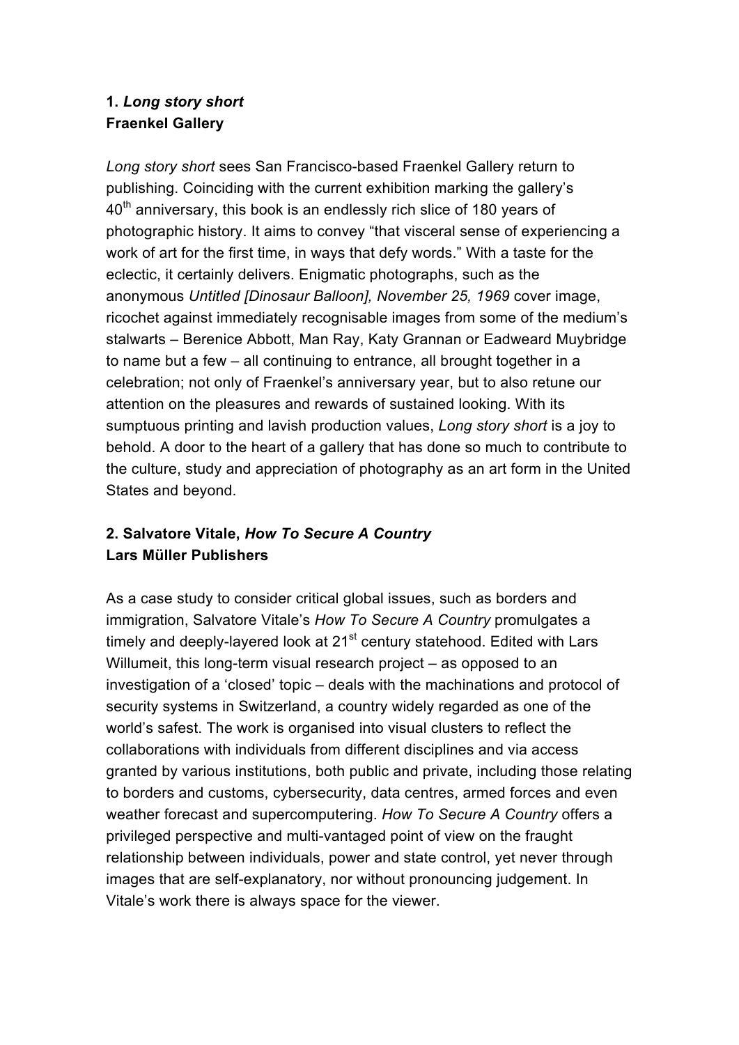**1. *Long story short***
**Fraenkel Gallery**

*Long story short* sees San Francisco-based Fraenkel Gallery return to publishing. Coinciding with the current exhibition marking the gallery's 40th anniversary, this book is an endlessly rich slice of 180 years of photographic history. It aims to convey "that visceral sense of experiencing a work of art for the first time, in ways that defy words." With a taste for the eclectic, it certainly delivers. Enigmatic photographs, such as the anonymous *Untitled [Dinosaur Balloon], November 25, 1969* cover image, ricochet against immediately recognisable images from some of the medium's stalwarts – Berenice Abbott, Man Ray, Katy Grannan or Eadweard Muybridge to name but a few – all continuing to entrance, all brought together in a celebration; not only of Fraenkel's anniversary year, but to also retune our attention on the pleasures and rewards of sustained looking. With its sumptuous printing and lavish production values, *Long story short* is a joy to behold. A door to the heart of a gallery that has done so much to contribute to the culture, study and appreciation of photography as an art form in the United States and beyond.

**2. Salvatore Vitale, *How To Secure A Country***
**Lars Müller Publishers**

As a case study to consider critical global issues, such as borders and immigration, Salvatore Vitale's *How To Secure A Country* promulgates a timely and deeply-layered look at 21st century statehood. Edited with Lars Willumeit, this long-term visual research project – as opposed to an investigation of a 'closed' topic – deals with the machinations and protocol of security systems in Switzerland, a country widely regarded as one of the world's safest. The work is organised into visual clusters to reflect the collaborations with individuals from different disciplines and via access granted by various institutions, both public and private, including those relating to borders and customs, cybersecurity, data centres, armed forces and even weather forecast and supercomputering. *How To Secure A Country* offers a privileged perspective and multi-vantaged point of view on the fraught relationship between individuals, power and state control, yet never through images that are self-explanatory, nor without pronouncing judgement. In Vitale's work there is always space for the viewer.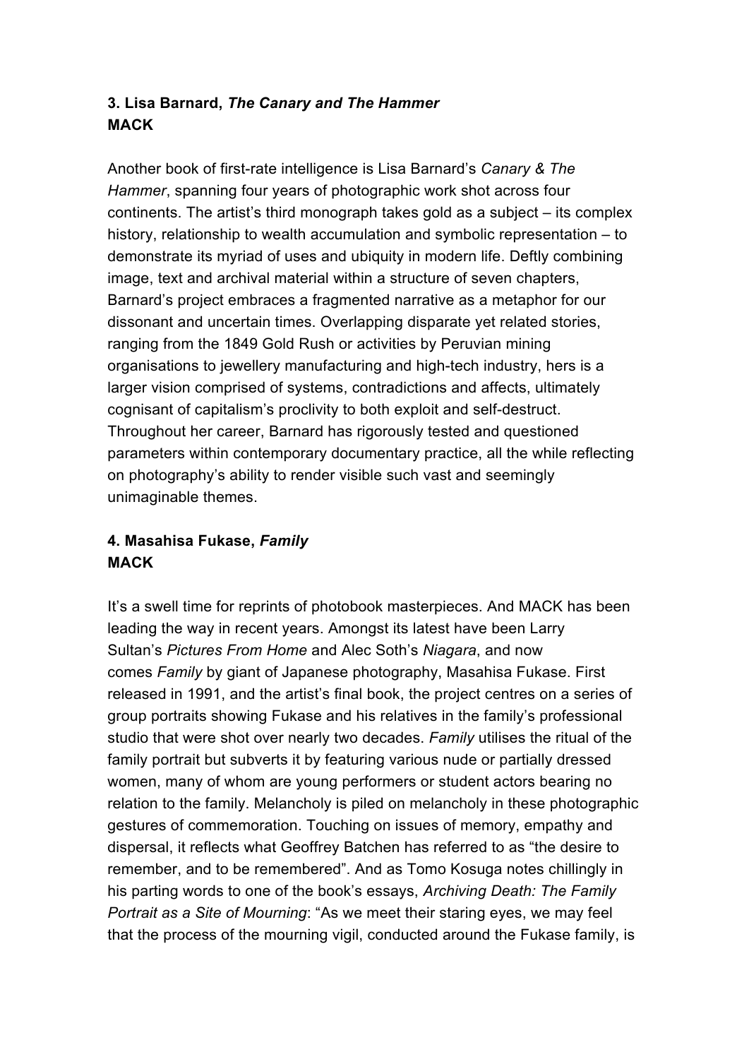### 3. Lisa Barnard, *The Canary and The Hammer*
**MACK**

Another book of first-rate intelligence is Lisa Barnard's *Canary & The Hammer*, spanning four years of photographic work shot across four continents. The artist's third monograph takes gold as a subject – its complex history, relationship to wealth accumulation and symbolic representation – to demonstrate its myriad of uses and ubiquity in modern life. Deftly combining image, text and archival material within a structure of seven chapters, Barnard's project embraces a fragmented narrative as a metaphor for our dissonant and uncertain times. Overlapping disparate yet related stories, ranging from the 1849 Gold Rush or activities by Peruvian mining organisations to jewellery manufacturing and high-tech industry, hers is a larger vision comprised of systems, contradictions and affects, ultimately cognisant of capitalism's proclivity to both exploit and self-destruct. Throughout her career, Barnard has rigorously tested and questioned parameters within contemporary documentary practice, all the while reflecting on photography's ability to render visible such vast and seemingly unimaginable themes.

### 4. Masahisa Fukase, *Family*
**MACK**

It's a swell time for reprints of photobook masterpieces. And MACK has been leading the way in recent years. Amongst its latest have been Larry Sultan's *Pictures From Home* and Alec Soth's *Niagara*, and now comes *Family* by giant of Japanese photography, Masahisa Fukase. First released in 1991, and the artist's final book, the project centres on a series of group portraits showing Fukase and his relatives in the family's professional studio that were shot over nearly two decades. *Family* utilises the ritual of the family portrait but subverts it by featuring various nude or partially dressed women, many of whom are young performers or student actors bearing no relation to the family. Melancholy is piled on melancholy in these photographic gestures of commemoration. Touching on issues of memory, empathy and dispersal, it reflects what Geoffrey Batchen has referred to as "the desire to remember, and to be remembered". And as Tomo Kosuga notes chillingly in his parting words to one of the book's essays, *Archiving Death: The Family Portrait as a Site of Mourning*: "As we meet their staring eyes, we may feel that the process of the mourning vigil, conducted around the Fukase family, is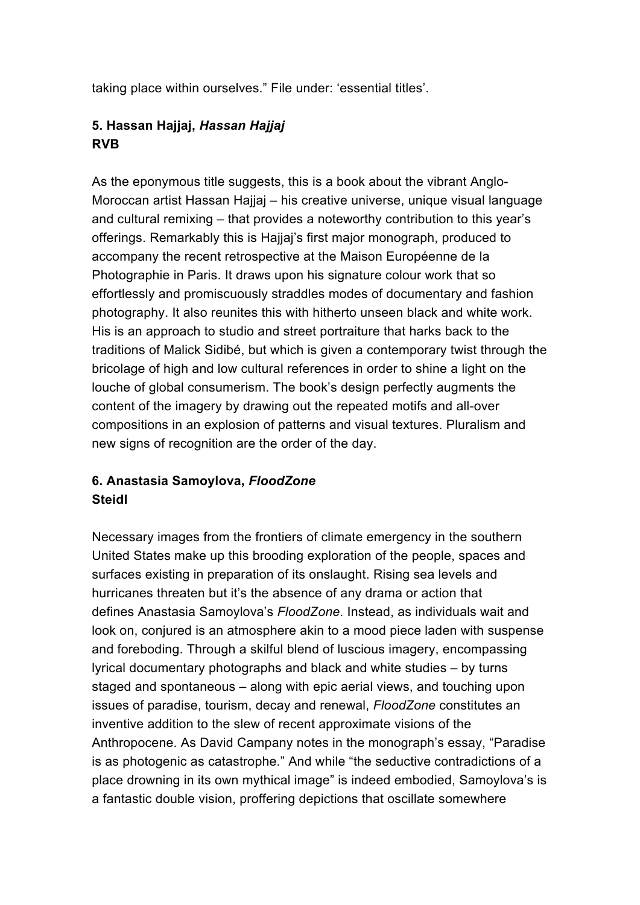taking place within ourselves." File under: 'essential titles'.

### 5. Hassan Hajjaj, *Hassan Hajjaj*
**RVB**

As the eponymous title suggests, this is a book about the vibrant Anglo-Moroccan artist Hassan Hajjaj – his creative universe, unique visual language and cultural remixing – that provides a noteworthy contribution to this year's offerings. Remarkably this is Hajjaj's first major monograph, produced to accompany the recent retrospective at the Maison Européenne de la Photographie in Paris. It draws upon his signature colour work that so effortlessly and promiscuously straddles modes of documentary and fashion photography. It also reunites this with hitherto unseen black and white work. His is an approach to studio and street portraiture that harks back to the traditions of Malick Sidibé, but which is given a contemporary twist through the bricolage of high and low cultural references in order to shine a light on the louche of global consumerism. The book's design perfectly augments the content of the imagery by drawing out the repeated motifs and all-over compositions in an explosion of patterns and visual textures. Pluralism and new signs of recognition are the order of the day.

### 6. Anastasia Samoylova, *FloodZone*
**Steidl**

Necessary images from the frontiers of climate emergency in the southern United States make up this brooding exploration of the people, spaces and surfaces existing in preparation of its onslaught. Rising sea levels and hurricanes threaten but it's the absence of any drama or action that defines Anastasia Samoylova's *FloodZone*. Instead, as individuals wait and look on, conjured is an atmosphere akin to a mood piece laden with suspense and foreboding. Through a skilful blend of luscious imagery, encompassing lyrical documentary photographs and black and white studies – by turns staged and spontaneous – along with epic aerial views, and touching upon issues of paradise, tourism, decay and renewal, *FloodZone* constitutes an inventive addition to the slew of recent approximate visions of the Anthropocene. As David Campany notes in the monograph's essay, "Paradise is as photogenic as catastrophe." And while "the seductive contradictions of a place drowning in its own mythical image" is indeed embodied, Samoylova's is a fantastic double vision, proffering depictions that oscillate somewhere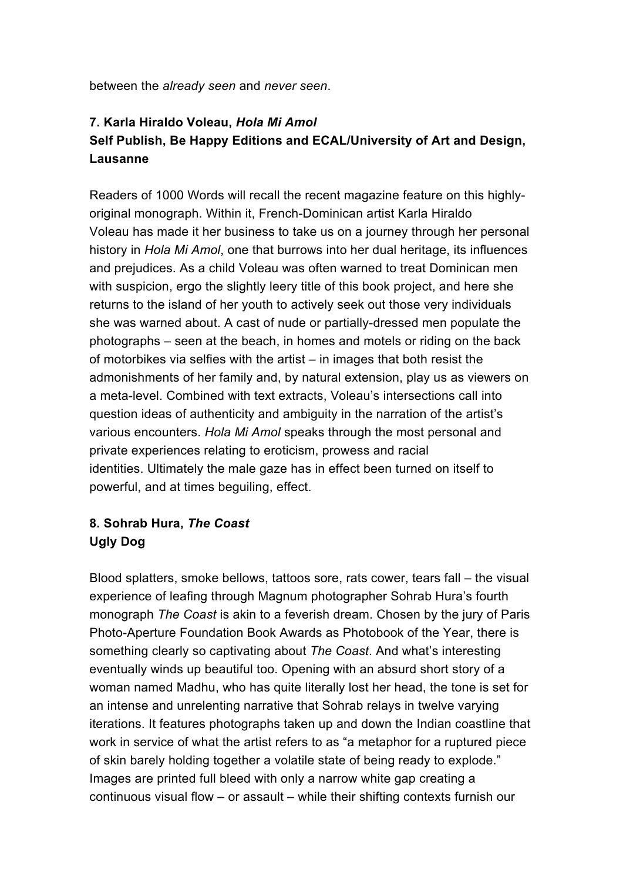between the *already seen* and *never seen*.

### 7. Karla Hiraldo Voleau, *Hola Mi Amol*
**Self Publish, Be Happy Editions and ECAL/University of Art and Design, Lausanne**

Readers of 1000 Words will recall the recent magazine feature on this highly-original monograph. Within it, French-Dominican artist Karla Hiraldo Voleau has made it her business to take us on a journey through her personal history in *Hola Mi Amol*, one that burrows into her dual heritage, its influences and prejudices. As a child Voleau was often warned to treat Dominican men with suspicion, ergo the slightly leery title of this book project, and here she returns to the island of her youth to actively seek out those very individuals she was warned about. A cast of nude or partially-dressed men populate the photographs – seen at the beach, in homes and motels or riding on the back of motorbikes via selfies with the artist – in images that both resist the admonishments of her family and, by natural extension, play us as viewers on a meta-level. Combined with text extracts, Voleau's intersections call into question ideas of authenticity and ambiguity in the narration of the artist's various encounters. *Hola Mi Amol* speaks through the most personal and private experiences relating to eroticism, prowess and racial identities. Ultimately the male gaze has in effect been turned on itself to powerful, and at times beguiling, effect.

### 8. Sohrab Hura, *The Coast*
**Ugly Dog**

Blood splatters, smoke bellows, tattoos sore, rats cower, tears fall – the visual experience of leafing through Magnum photographer Sohrab Hura's fourth monograph *The Coast* is akin to a feverish dream. Chosen by the jury of Paris Photo-Aperture Foundation Book Awards as Photobook of the Year, there is something clearly so captivating about *The Coast*. And what's interesting eventually winds up beautiful too. Opening with an absurd short story of a woman named Madhu, who has quite literally lost her head, the tone is set for an intense and unrelenting narrative that Sohrab relays in twelve varying iterations. It features photographs taken up and down the Indian coastline that work in service of what the artist refers to as "a metaphor for a ruptured piece of skin barely holding together a volatile state of being ready to explode." Images are printed full bleed with only a narrow white gap creating a continuous visual flow – or assault – while their shifting contexts furnish our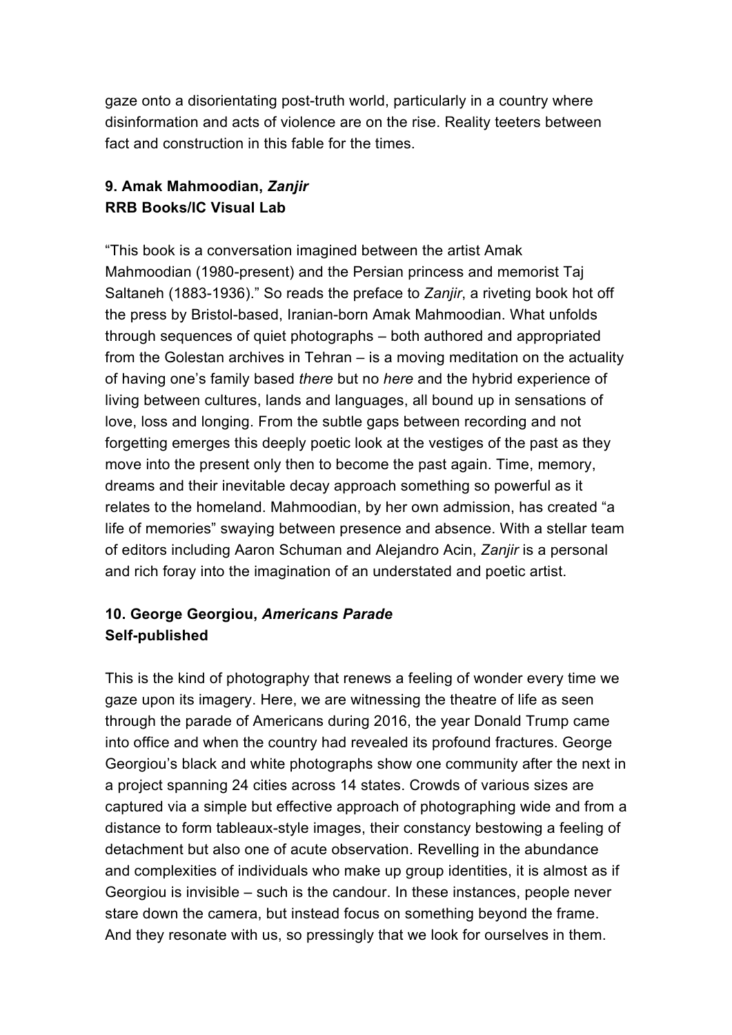gaze onto a disorientating post-truth world, particularly in a country where disinformation and acts of violence are on the rise. Reality teeters between fact and construction in this fable for the times.

### 9. Amak Mahmoodian, *Zanjir*
**RRB Books/IC Visual Lab**

"This book is a conversation imagined between the artist Amak Mahmoodian (1980-present) and the Persian princess and memorist Taj Saltaneh (1883-1936)." So reads the preface to *Zanjir*, a riveting book hot off the press by Bristol-based, Iranian-born Amak Mahmoodian. What unfolds through sequences of quiet photographs – both authored and appropriated from the Golestan archives in Tehran – is a moving meditation on the actuality of having one's family based *there* but no *here* and the hybrid experience of living between cultures, lands and languages, all bound up in sensations of love, loss and longing. From the subtle gaps between recording and not forgetting emerges this deeply poetic look at the vestiges of the past as they move into the present only then to become the past again. Time, memory, dreams and their inevitable decay approach something so powerful as it relates to the homeland. Mahmoodian, by her own admission, has created "a life of memories" swaying between presence and absence. With a stellar team of editors including Aaron Schuman and Alejandro Acin, *Zanjir* is a personal and rich foray into the imagination of an understated and poetic artist.

### 10. George Georgiou, *Americans Parade*
**Self-published**

This is the kind of photography that renews a feeling of wonder every time we gaze upon its imagery. Here, we are witnessing the theatre of life as seen through the parade of Americans during 2016, the year Donald Trump came into office and when the country had revealed its profound fractures. George Georgiou's black and white photographs show one community after the next in a project spanning 24 cities across 14 states. Crowds of various sizes are captured via a simple but effective approach of photographing wide and from a distance to form tableaux-style images, their constancy bestowing a feeling of detachment but also one of acute observation. Revelling in the abundance and complexities of individuals who make up group identities, it is almost as if Georgiou is invisible – such is the candour. In these instances, people never stare down the camera, but instead focus on something beyond the frame. And they resonate with us, so pressingly that we look for ourselves in them.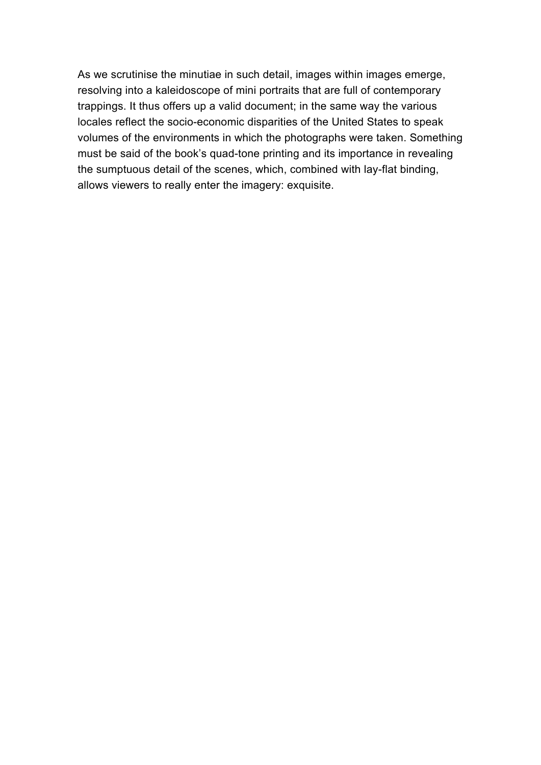As we scrutinise the minutiae in such detail, images within images emerge, resolving into a kaleidoscope of mini portraits that are full of contemporary trappings. It thus offers up a valid document; in the same way the various locales reflect the socio-economic disparities of the United States to speak volumes of the environments in which the photographs were taken. Something must be said of the book's quad-tone printing and its importance in revealing the sumptuous detail of the scenes, which, combined with lay-flat binding, allows viewers to really enter the imagery: exquisite.